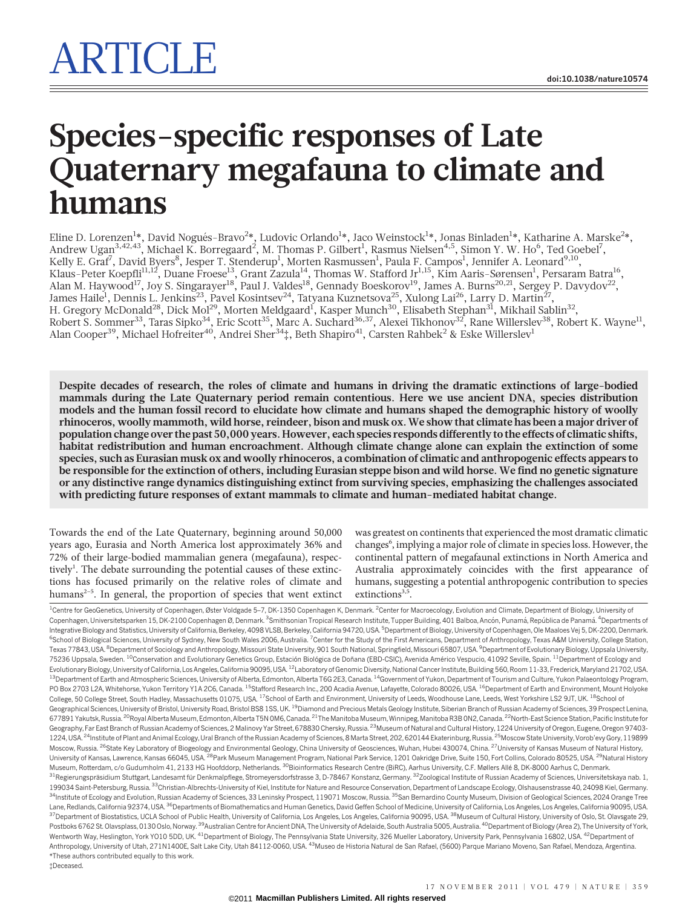ARTICLE

doi:10.1038/nature10574

# Species-specific responses of Late Quaternary megafauna to climate and humans

Eline D. Lorenzen[1]*, David Nogués-Bravo[2]*, Ludovic Orlando[1]*, Jaco Weinstock[1]*, Jonas Binladen[1]*, Katharine A. Marske[2]*, Andrew Ugan[3,42,43], Michael K. Borregaard[2], M. Thomas P. Gilbert[1], Rasmus Nielsen[4,5], Simon Y. W. Ho[6], Ted Goebel[7], Kelly E. Graf[7], David Byers[8], Jesper T. Stenderup[1], Morten Rasmussen[1], Paula F. Campos[1], Jennifer A. Leonard[9,10], Klaus-Peter Koepfli[11,12], Duane Froese[13], Grant Zazula[14], Thomas W. Stafford Jr[1,15], Kim Aaris-Sørensen[1], Persaram Batra[16], Alan M. Haywood[17], Joy S. Singarayer[18], Paul J. Valdes[18], Gennady Boeskorov[19], James A. Burns[20,21], Sergey P. Davydov[22], James Haile[1], Dennis L. Jenkins[23], Pavel Kosintsev[24], Tatyana Kuznetsova[25], Xulong Lai[26], Larry D. Martin[27], H. Gregory McDonald[28], Dick Mol[29], Morten Meldgaard[1], Kasper Munch[30], Elisabeth Stephan[31], Mikhail Sablin[32], Robert S. Sommer[33], Taras Sipko[34], Eric Scott[35], Marc A. Suchard[36,37], Alexei Tikhonov[32], Rane Willerslev[38], Robert K. Wayne[11], Alan Cooper[39], Michael Hofreiter[40], Andrei Sher[34]‡, Beth Shapiro[41], Carsten Rahbek[2] & Eske Willerslev[1]

**Despite decades of research, the roles of climate and humans in driving the dramatic extinctions of large-bodied mammals during the Late Quaternary period remain contentious. Here we use ancient DNA, species distribution models and the human fossil record to elucidate how climate and humans shaped the demographic history of woolly rhinoceros, woolly mammoth, wild horse, reindeer, bison and musk ox. We show that climate has been a major driver of population change over the past 50,000 years. However, each species responds differently to the effects of climatic shifts, habitat redistribution and human encroachment. Although climate change alone can explain the extinction of some species, such as Eurasian musk ox and woolly rhinoceros, a combination of climatic and anthropogenic effects appears to be responsible for the extinction of others, including Eurasian steppe bison and wild horse. We find no genetic signature or any distinctive range dynamics distinguishing extinct from surviving species, emphasizing the challenges associated with predicting future responses of extant mammals to climate and human-mediated habitat change.**

Towards the end of the Late Quaternary, beginning around 50,000 years ago, Eurasia and North America lost approximately 36% and 72% of their large-bodied mammalian genera (megafauna), respectively[1]. The debate surrounding the potential causes of these extinctions has focused primarily on the relative roles of climate and humans[2–5]. In general, the proportion of species that went extinct was greatest on continents that experienced the most dramatic climatic changes[6], implying a major role of climate in species loss. However, the continental pattern of megafaunal extinctions in North America and Australia approximately coincides with the first appearance of humans, suggesting a potential anthropogenic contribution to species extinctions[3,5].

[1]Centre for GeoGenetics, University of Copenhagen, Øster Voldgade 5–7, DK-1350 Copenhagen K, Denmark. [2]Center for Macroecology, Evolution and Climate, Department of Biology, University of Copenhagen, Universitetsparken 15, DK-2100 Copenhagen Ø, Denmark. [3]Smithsonian Tropical Research Institute, Tupper Building, 401 Balboa, Ancón, Punamá, República de Panamá. [4]Departments of Integrative Biology and Statistics, University of California, Berkeley, 4098 VLSB, Berkeley, California 94720, USA. [5]Department of Biology, University of Copenhagen, Ole Maaloes Vej 5, DK-2200, Denmark. [6]School of Biological Sciences, University of Sydney, New South Wales 2006, Australia. [7]Center for the Study of the First Americans, Department of Anthropology, Texas A&M University, College Station, Texas 77843, USA. [8]Department of Sociology and Anthropology, Missouri State University, 901 South National, Springfield, Missouri 65807, USA. [9]Department of Evolutionary Biology, Uppsala University, 75236 Uppsala, Sweden. [10]Conservation and Evolutionary Genetics Group, Estación Biológica de Doñana (EBD-CSIC), Avenida Américo Vespucio, 41092 Seville, Spain. [11]Department of Ecology and Evolutionary Biology, University of California, Los Angeles, California 90095, USA. [12]Laboratory of Genomic Diversity, National Cancer Institute, Building 560, Room 11-33, Frederick, Maryland 21702, USA. [13]Department of Earth and Atmospheric Sciences, University of Alberta, Edmonton, Alberta T6G 2E3, Canada. [14]Government of Yukon, Department of Tourism and Culture, Yukon Palaeontology Program, PO Box 2703 L2A, Whitehorse, Yukon Territory Y1A 2C6, Canada. [15]Stafford Research Inc., 200 Acadia Avenue, Lafayette, Colorado 80026, USA. [16]Department of Earth and Environment, Mount Holyoke College, 50 College Street, South Hadley, Massachusetts 01075, USA. [17]School of Earth and Environment, University of Leeds, Woodhouse Lane, Leeds, West Yorkshire LS2 9JT, UK. [18]School of Geographical Sciences, University of Bristol, University Road, Bristol BS8 1SS, UK. [19]Diamond and Precious Metals Geology Institute, Siberian Branch of Russian Academy of Sciences, 39 Prospect Lenina, 677891 Yakutsk, Russia. [20]Royal Alberta Museum, Edmonton, Alberta T5N 0M6, Canada. [21]The Manitoba Museum, Winnipeg, Manitoba R3B 0N2, Canada. [22]North-East Science Station, Pacific Institute for Geography, Far East Branch of Russian Academy of Sciences, 2 Malinovy Yar Street, 678830 Chersky, Russia. [23]Museum of Natural and Cultural History, 1224 University of Oregon, Eugene, Oregon 97403-1224, USA. [24]Institute of Plant and Animal Ecology, Ural Branch of the Russian Academy of Sciences, 8 Marta Street, 202, 620144 Ekaterinburg, Russia. [25]Moscow State University, Vorob'evy Gory, 119899 Moscow, Russia. [26]State Key Laboratory of Biogeology and Environmental Geology, China University of Geosciences, Wuhan, Hubei 430074, China. [27]University of Kansas Museum of Natural History, University of Kansas, Lawrence, Kansas 66045, USA. [28]Park Museum Management Program, National Park Service, 1201 Oakridge Drive, Suite 150, Fort Collins, Colorado 80525, USA. [29]Natural History Museum, Rotterdam, c/o Gudumholm 41, 2133 HG Hoofddorp, Netherlands. [30]Bioinformatics Research Centre (BiRC), Aarhus University, C.F. Møllers Allé 8, DK-8000 Aarhus C, Denmark. [31]Regierungspräsidium Stuttgart, Landesamt für Denkmalpflege, Stromeyersdorfstrasse 3, D-78467 Konstanz, Germany. [32]Zoological Institute of Russian Academy of Sciences, Universitetskaya nab. 1, 199034 Saint-Petersburg, Russia. [33]Christian-Albrechts-University of Kiel, Institute for Nature and Resource Conservation, Department of Landscape Ecology, Olshausenstrasse 40, 24098 Kiel, Germany. [34]Institute of Ecology and Evolution, Russian Academy of Sciences, 33 Leninsky Prospect, 119071 Moscow, Russia. [35]San Bernardino County Museum, Division of Geological Sciences, 2024 Orange Tree Lane, Redlands, California 92374, USA. [36]Departments of Biomathematics and Human Genetics, David Geffen School of Medicine, University of California, Los Angeles, California 90095, USA. [37]Department of Biostatistics, UCLA School of Public Health, University of California, Los Angeles, Los Angeles, California 90095, USA. [38]Museum of Cultural History, University of Oslo, St. Olavsgate 29, Postboks 6762 St. Olavsplass, 0130 Oslo, Norway. [39]Australian Centre for Ancient DNA, The University of Adelaide, South Australia 5005, Australia. [40]Department of Biology (Area 2), The University of York, Wentworth Way, Heslington, York YO10 5DD, UK. [41]Department of Biology, The Pennsylvania State University, 326 Mueller Laboratory, University Park, Pennsylvania 16802, USA. [42]Department of Anthropology, University of Utah, 271N1400E, Salt Lake City, Utah 84112-0060, USA. [43]Museo de Historia Natural de San Rafael, (5600) Parque Mariano Moveno, San Rafael, Mendoza, Argentina.
*These authors contributed equally to this work.
‡Deceased.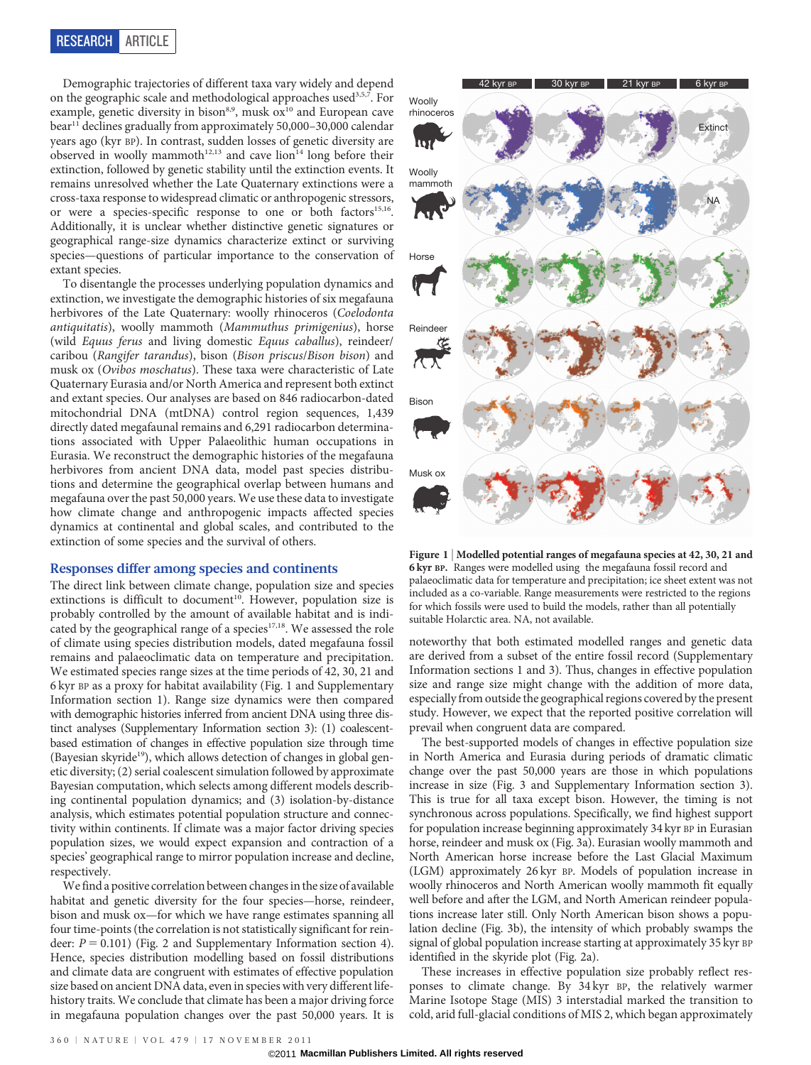Demographic trajectories of different taxa vary widely and depend on the geographic scale and methodological approaches used[3,5,7]. For example, genetic diversity in bison[8,9], musk ox[10] and European cave bear[11] declines gradually from approximately 50,000–30,000 calendar years ago (kyr BP). In contrast, sudden losses of genetic diversity are observed in woolly mammoth[12,13] and cave lion[14] long before their extinction, followed by genetic stability until the extinction events. It remains unresolved whether the Late Quaternary extinctions were a cross-taxa response to widespread climatic or anthropogenic stressors, or were a species-specific response to one or both factors[15,16]. Additionally, it is unclear whether distinctive genetic signatures or geographical range-size dynamics characterize extinct or surviving species—questions of particular importance to the conservation of extant species.

To disentangle the processes underlying population dynamics and extinction, we investigate the demographic histories of six megafauna herbivores of the Late Quaternary: woolly rhinoceros (*Coelodonta antiquitatis*), woolly mammoth (*Mammuthus primigenius*), horse (wild *Equus ferus* and living domestic *Equus caballus*), reindeer/caribou (*Rangifer tarandus*), bison (*Bison priscus*/*Bison bison*) and musk ox (*Ovibos moschatus*). These taxa were characteristic of Late Quaternary Eurasia and/or North America and represent both extinct and extant species. Our analyses are based on 846 radiocarbon-dated mitochondrial DNA (mtDNA) control region sequences, 1,439 directly dated megafaunal remains and 6,291 radiocarbon determinations associated with Upper Palaeolithic human occupations in Eurasia. We reconstruct the demographic histories of the megafauna herbivores from ancient DNA data, model past species distributions and determine the geographical overlap between humans and megafauna over the past 50,000 years. We use these data to investigate how climate change and anthropogenic impacts affected species dynamics at continental and global scales, and contributed to the extinction of some species and the survival of others.

## Responses differ among species and continents

The direct link between climate change, population size and species extinctions is difficult to document[10]. However, population size is probably controlled by the amount of available habitat and is indicated by the geographical range of a species[17,18]. We assessed the role of climate using species distribution models, dated megafauna fossil remains and palaeoclimatic data on temperature and precipitation. We estimated species range sizes at the time periods of 42, 30, 21 and 6 kyr BP as a proxy for habitat availability (Fig. 1 and Supplementary Information section 1). Range size dynamics were then compared with demographic histories inferred from ancient DNA using three distinct analyses (Supplementary Information section 3): (1) coalescent-based estimation of changes in effective population size through time (Bayesian skyride[19]), which allows detection of changes in global genetic diversity; (2) serial coalescent simulation followed by approximate Bayesian computation, which selects among different models describing continental population dynamics; and (3) isolation-by-distance analysis, which estimates potential population structure and connectivity within continents. If climate was a major factor driving species population sizes, we would expect expansion and contraction of a species' geographical range to mirror population increase and decline, respectively.

We find a positive correlation between changes in the size of available habitat and genetic diversity for the four species—horse, reindeer, bison and musk ox—for which we have range estimates spanning all four time-points (the correlation is not statistically significant for reindeer: $P = 0.101$) (Fig. 2 and Supplementary Information section 4). Hence, species distribution modelling based on fossil distributions and climate data are congruent with estimates of effective population size based on ancient DNA data, even in species with very different life-history traits. We conclude that climate has been a major driving force in megafauna population changes over the past 50,000 years. It is noteworthy that both estimated modelled ranges and genetic data are derived from a subset of the entire fossil record (Supplementary Information sections 1 and 3). Thus, changes in effective population size and range size might change with the addition of more data, especially from outside the geographical regions covered by the present study. However, we expect that the reported positive correlation will prevail when congruent data are compared.

**Figure 1 | Modelled potential ranges of megafauna species at 42, 30, 21 and 6 kyr BP.** Ranges were modelled using the megafauna fossil record and palaeoclimatic data for temperature and precipitation; ice sheet extent was not included as a co-variable. Range measurements were restricted to the regions for which fossils were used to build the models, rather than all potentially suitable Holarctic area. NA, not available.

The best-supported models of changes in effective population size in North America and Eurasia during periods of dramatic climatic change over the past 50,000 years are those in which populations increase in size (Fig. 3 and Supplementary Information section 3). This is true for all taxa except bison. However, the timing is not synchronous across populations. Specifically, we find highest support for population increase beginning approximately 34 kyr BP in Eurasian horse, reindeer and musk ox (Fig. 3a). Eurasian woolly mammoth and North American horse increase before the Last Glacial Maximum (LGM) approximately 26 kyr BP. Models of population increase in woolly rhinoceros and North American woolly mammoth fit equally well before and after the LGM, and North American reindeer populations increase later still. Only North American bison shows a population decline (Fig. 3b), the intensity of which probably swamps the signal of global population increase starting at approximately 35 kyr BP identified in the skyride plot (Fig. 2a).

These increases in effective population size probably reflect responses to climate change. By 34 kyr BP, the relatively warmer Marine Isotope Stage (MIS) 3 interstadial marked the transition to cold, arid full-glacial conditions of MIS 2, which began approximately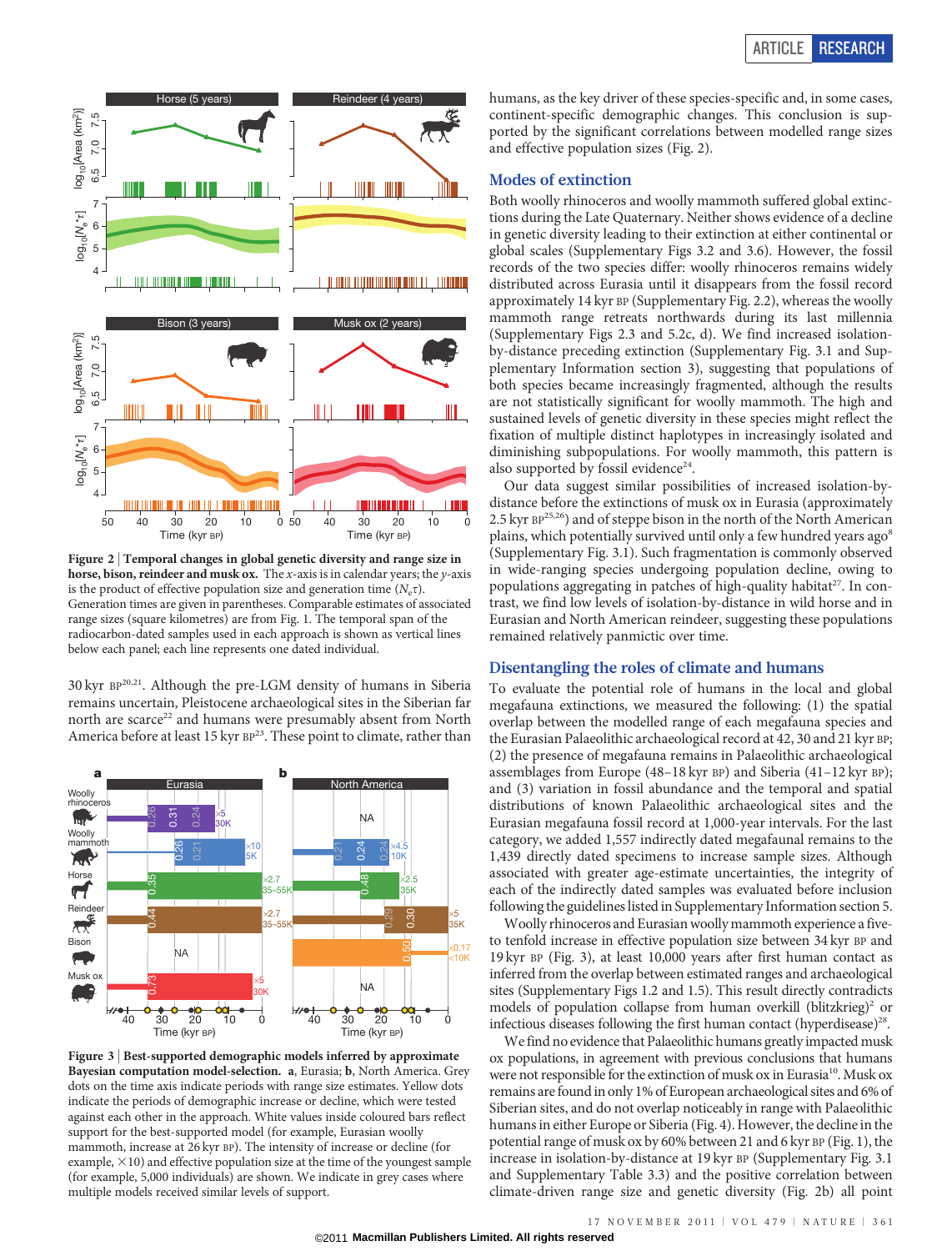humans, as the key driver of these species-specific and, in some cases, continent-specific demographic changes. This conclusion is supported by the significant correlations between modelled range sizes and effective population sizes (Fig. 2).

Figure 2 | Temporal changes in global genetic diversity and range size in horse, bison, reindeer and musk ox. The x-axis is in calendar years; the y-axis is the product of effective population size and generation time ($N_e\tau$). Generation times are given in parentheses. Comparable estimates of associated range sizes (square kilometres) are from Fig. 1. The temporal span of the radiocarbon-dated samples used in each approach is shown as vertical lines below each panel; each line represents one dated individual.

30 kyr BP[20,21]. Although the pre-LGM density of humans in Siberia remains uncertain, Pleistocene archaeological sites in the Siberian far north are scarce[22] and humans were presumably absent from North America before at least 15 kyr BP[23]. These point to climate, rather than

Figure 3 | Best-supported demographic models inferred by approximate Bayesian computation model-selection. a, Eurasia; b, North America. Grey dots on the time axis indicate periods with range size estimates. Yellow dots indicate the periods of demographic increase or decline, which were tested against each other in the approach. White values inside coloured bars reflect support for the best-supported model (for example, Eurasian woolly mammoth, increase at 26 kyr BP). The intensity of increase or decline (for example, ×10) and effective population size at the time of the youngest sample (for example, 5,000 individuals) are shown. We indicate in grey cases where multiple models received similar levels of support.

## Modes of extinction

Both woolly rhinoceros and woolly mammoth suffered global extinctions during the Late Quaternary. Neither shows evidence of a decline in genetic diversity leading to their extinction at either continental or global scales (Supplementary Figs 3.2 and 3.6). However, the fossil records of the two species differ: woolly rhinoceros remains widely distributed across Eurasia until it disappears from the fossil record approximately 14 kyr BP (Supplementary Fig. 2.2), whereas the woolly mammoth range retreats northwards during its last millennia (Supplementary Figs 2.3 and 5.2c, d). We find increased isolation-by-distance preceding extinction (Supplementary Fig. 3.1 and Supplementary Information section 3), suggesting that populations of both species became increasingly fragmented, although the results are not statistically significant for woolly mammoth. The high and sustained levels of genetic diversity in these species might reflect the fixation of multiple distinct haplotypes in increasingly isolated and diminishing subpopulations. For woolly mammoth, this pattern is also supported by fossil evidence[24].

Our data suggest similar possibilities of increased isolation-by-distance before the extinctions of musk ox in Eurasia (approximately 2.5 kyr BP[25,26]) and of steppe bison in the north of the North American plains, which potentially survived until only a few hundred years ago[8] (Supplementary Fig. 3.1). Such fragmentation is commonly observed in wide-ranging species undergoing population decline, owing to populations aggregating in patches of high-quality habitat[27]. In contrast, we find low levels of isolation-by-distance in wild horse and in Eurasian and North American reindeer, suggesting these populations remained relatively panmictic over time.

## Disentangling the roles of climate and humans

To evaluate the potential role of humans in the local and global megafauna extinctions, we measured the following: (1) the spatial overlap between the modelled range of each megafauna species and the Eurasian Palaeolithic archaeological record at 42, 30 and 21 kyr BP; (2) the presence of megafauna remains in Palaeolithic archaeological assemblages from Europe (48–18 kyr BP) and Siberia (41–12 kyr BP); and (3) variation in fossil abundance and the temporal and spatial distributions of known Palaeolithic archaeological sites and the Eurasian megafauna fossil record at 1,000-year intervals. For the last category, we added 1,557 indirectly dated megafaunal remains to the 1,439 directly dated specimens to increase sample sizes. Although associated with greater age-estimate uncertainties, the integrity of each of the indirectly dated samples was evaluated before inclusion following the guidelines listed in Supplementary Information section 5.

Woolly rhinoceros and Eurasian woolly mammoth experience a five- to tenfold increase in effective population size between 34 kyr BP and 19 kyr BP (Fig. 3), at least 10,000 years after first human contact as inferred from the overlap between estimated ranges and archaeological sites (Supplementary Figs 1.2 and 1.5). This result directly contradicts models of population collapse from human overkill (blitzkrieg)[2] or infectious diseases following the first human contact (hyperdisease)[28].

We find no evidence that Palaeolithic humans greatly impacted musk ox populations, in agreement with previous conclusions that humans were not responsible for the extinction of musk ox in Eurasia[10]. Musk ox remains are found in only 1% of European archaeological sites and 6% of Siberian sites, and do not overlap noticeably in range with Palaeolithic humans in either Europe or Siberia (Fig. 4). However, the decline in the potential range of musk ox by 60% between 21 and 6 kyr BP (Fig. 1), the increase in isolation-by-distance at 19 kyr BP (Supplementary Fig. 3.1 and Supplementary Table 3.3) and the positive correlation between climate-driven range size and genetic diversity (Fig. 2b) all point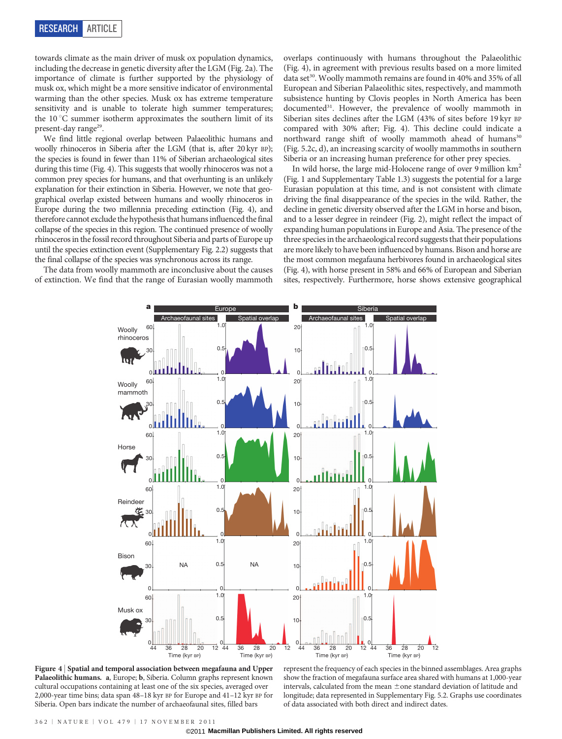towards climate as the main driver of musk ox population dynamics, including the decrease in genetic diversity after the LGM (Fig. 2a). The importance of climate is further supported by the physiology of musk ox, which might be a more sensitive indicator of environmental warming than the other species. Musk ox has extreme temperature sensitivity and is unable to tolerate high summer temperatures; the 10 °C summer isotherm approximates the southern limit of its present-day range[29].

We find little regional overlap between Palaeolithic humans and woolly rhinoceros in Siberia after the LGM (that is, after 20 kyr BP); the species is found in fewer than 11% of Siberian archaeological sites during this time (Fig. 4). This suggests that woolly rhinoceros was not a common prey species for humans, and that overhunting is an unlikely explanation for their extinction in Siberia. However, we note that geographical overlap existed between humans and woolly rhinoceros in Europe during the two millennia preceding extinction (Fig. 4), and therefore cannot exclude the hypothesis that humans influenced the final collapse of the species in this region. The continued presence of woolly rhinoceros in the fossil record throughout Siberia and parts of Europe up until the species extinction event (Supplementary Fig. 2.2) suggests that the final collapse of the species was synchronous across its range.

The data from woolly mammoth are inconclusive about the causes of extinction. We find that the range of Eurasian woolly mammoth overlaps continuously with humans throughout the Palaeolithic (Fig. 4), in agreement with previous results based on a more limited data set[30]. Woolly mammoth remains are found in 40% and 35% of all European and Siberian Palaeolithic sites, respectively, and mammoth subsistence hunting by Clovis peoples in North America has been documented[31]. However, the prevalence of woolly mammoth in Siberian sites declines after the LGM (43% of sites before 19 kyr BP compared with 30% after; Fig. 4). This decline could indicate a northward range shift of woolly mammoth ahead of humans[30] (Fig. 5.2c, d), an increasing scarcity of woolly mammoths in southern Siberia or an increasing human preference for other prey species.

In wild horse, the large mid-Holocene range of over 9 million km$^2$ (Fig. 1 and Supplementary Table 1.3) suggests the potential for a large Eurasian population at this time, and is not consistent with climate driving the final disappearance of the species in the wild. Rather, the decline in genetic diversity observed after the LGM in horse and bison, and to a lesser degree in reindeer (Fig. 2), might reflect the impact of expanding human populations in Europe and Asia. The presence of the three species in the archaeological record suggests that their populations are more likely to have been influenced by humans. Bison and horse are the most common megafauna herbivores found in archaeological sites (Fig. 4), with horse present in 58% and 66% of European and Siberian sites, respectively. Furthermore, horse shows extensive geographical

**Figure 4 | Spatial and temporal association between megafauna and Upper Palaeolithic humans.** **a**, Europe; **b**, Siberia. Column graphs represent known cultural occupations containing at least one of the six species, averaged over 2,000-year time bins; data span 48–18 kyr BP for Europe and 41–12 kyr BP for Siberia. Open bars indicate the number of archaeofaunal sites, filled bars represent the frequency of each species in the binned assemblages. Area graphs show the fraction of megafauna surface area shared with humans at 1,000-year intervals, calculated from the mean ± one standard deviation of latitude and longitude; data represented in Supplementary Fig. 5.2. Graphs use coordinates of data associated with both direct and indirect dates.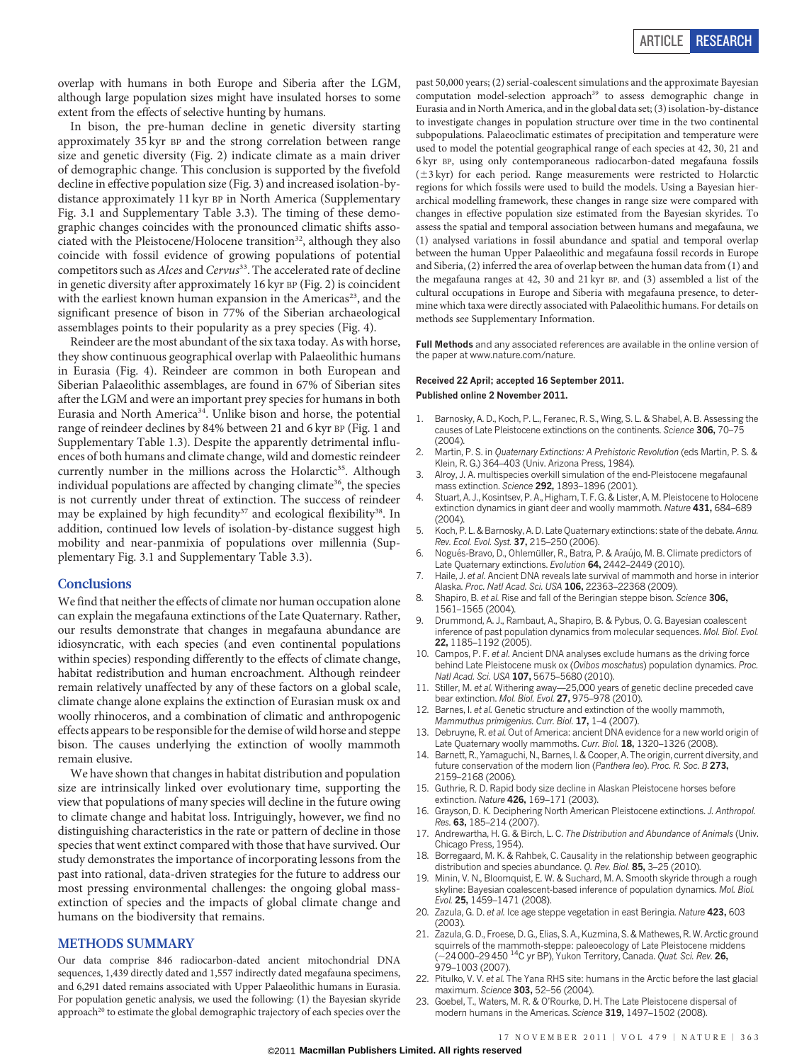overlap with humans in both Europe and Siberia after the LGM, although large population sizes might have insulated horses to some extent from the effects of selective hunting by humans.

In bison, the pre-human decline in genetic diversity starting approximately 35 kyr BP and the strong correlation between range size and genetic diversity (Fig. 2) indicate climate as a main driver of demographic change. This conclusion is supported by the fivefold decline in effective population size (Fig. 3) and increased isolation-by-distance approximately 11 kyr BP in North America (Supplementary Fig. 3.1 and Supplementary Table 3.3). The timing of these demographic changes coincides with the pronounced climatic shifts associated with the Pleistocene/Holocene transition[32], although they also coincide with fossil evidence of growing populations of potential competitors such as *Alces* and *Cervus*[33]. The accelerated rate of decline in genetic diversity after approximately 16 kyr BP (Fig. 2) is coincident with the earliest known human expansion in the Americas[23], and the significant presence of bison in 77% of the Siberian archaeological assemblages points to their popularity as a prey species (Fig. 4).

Reindeer are the most abundant of the six taxa today. As with horse, they show continuous geographical overlap with Palaeolithic humans in Eurasia (Fig. 4). Reindeer are common in both European and Siberian Palaeolithic assemblages, are found in 67% of Siberian sites after the LGM and were an important prey species for humans in both Eurasia and North America[34]. Unlike bison and horse, the potential range of reindeer declines by 84% between 21 and 6 kyr BP (Fig. 1 and Supplementary Table 1.3). Despite the apparently detrimental influences of both humans and climate change, wild and domestic reindeer currently number in the millions across the Holarctic[35]. Although individual populations are affected by changing climate[36], the species is not currently under threat of extinction. The success of reindeer may be explained by high fecundity[37] and ecological flexibility[38]. In addition, continued low levels of isolation-by-distance suggest high mobility and near-panmixia of populations over millennia (Supplementary Fig. 3.1 and Supplementary Table 3.3).

## Conclusions

We find that neither the effects of climate nor human occupation alone can explain the megafauna extinctions of the Late Quaternary. Rather, our results demonstrate that changes in megafauna abundance are idiosyncratic, with each species (and even continental populations within species) responding differently to the effects of climate change, habitat redistribution and human encroachment. Although reindeer remain relatively unaffected by any of these factors on a global scale, climate change alone explains the extinction of Eurasian musk ox and woolly rhinoceros, and a combination of climatic and anthropogenic effects appears to be responsible for the demise of wild horse and steppe bison. The causes underlying the extinction of woolly mammoth remain elusive.

We have shown that changes in habitat distribution and population size are intrinsically linked over evolutionary time, supporting the view that populations of many species will decline in the future owing to climate change and habitat loss. Intriguingly, however, we find no distinguishing characteristics in the rate or pattern of decline in those species that went extinct compared with those that have survived. Our study demonstrates the importance of incorporating lessons from the past into rational, data-driven strategies for the future to address our most pressing environmental challenges: the ongoing global mass-extinction of species and the impacts of global climate change and humans on the biodiversity that remains.

## METHODS SUMMARY

Our data comprise 846 radiocarbon-dated ancient mitochondrial DNA sequences, 1,439 directly dated and 1,557 indirectly dated megafauna specimens, and 6,291 dated remains associated with Upper Palaeolithic humans in Eurasia. For population genetic analysis, we used the following: (1) the Bayesian skyride approach[20] to estimate the global demographic trajectory of each species over the past 50,000 years; (2) serial-coalescent simulations and the approximate Bayesian computation model-selection approach[39] to assess demographic change in Eurasia and in North America, and in the global data set; (3) isolation-by-distance to investigate changes in population structure over time in the two continental subpopulations. Palaeoclimatic estimates of precipitation and temperature were used to model the potential geographical range of each species at 42, 30, 21 and 6 kyr BP, using only contemporaneous radiocarbon-dated megafauna fossils (±3 kyr) for each period. Range measurements were restricted to Holarctic regions for which fossils were used to build the models. Using a Bayesian hierarchical modelling framework, these changes in range size were compared with changes in effective population size estimated from the Bayesian skyrides. To assess the spatial and temporal association between humans and megafauna, we (1) analysed variations in fossil abundance and spatial and temporal overlap between the human Upper Palaeolithic and megafauna fossil records in Europe and Siberia, (2) inferred the area of overlap between the human data from (1) and the megafauna ranges at 42, 30 and 21 kyr BP, and (3) assembled a list of the cultural occupations in Europe and Siberia with megafauna presence, to determine which taxa were directly associated with Palaeolithic humans. For details on methods see Supplementary Information.

**Full Methods** and any associated references are available in the online version of the paper at www.nature.com/nature.

**Received 22 April; accepted 16 September 2011.**
**Published online 2 November 2011.**

1. Barnosky, A. D., Koch, P. L., Feranec, R. S., Wing, S. L. & Shabel, A. B. Assessing the causes of Late Pleistocene extinctions on the continents. *Science* **306,** 70–75 (2004).
2. Martin, P. S. in *Quaternary Extinctions: A Prehistoric Revolution* (eds Martin, P. S. & Klein, R. G.) 364–403 (Univ. Arizona Press, 1984).
3. Alroy, J. A. multispecies overkill simulation of the end-Pleistocene megafaunal mass extinction. *Science* **292,** 1893–1896 (2001).
4. Stuart, A. J., Kosintsev, P. A., Higham, T. F. G. & Lister, A. M. Pleistocene to Holocene extinction dynamics in giant deer and woolly mammoth. *Nature* **431,** 684–689 (2004).
5. Koch, P. L. & Barnosky, A. D. Late Quaternary extinctions: state of the debate. *Annu. Rev. Ecol. Evol. Syst.* **37,** 215–250 (2006).
6. Nogués-Bravo, D., Ohlemüller, R., Batra, P. & Araújo, M. B. Climate predictors of Late Quaternary extinctions. *Evolution* **64,** 2442–2449 (2010).
7. Haile, J. *et al.* Ancient DNA reveals late survival of mammoth and horse in interior Alaska. *Proc. Natl Acad. Sci. USA* **106,** 22363–22368 (2009).
8. Shapiro, B. *et al.* Rise and fall of the Beringian steppe bison. *Science* **306,** 1561–1565 (2004).
9. Drummond, A. J., Rambaut, A., Shapiro, B. & Pybus, O. G. Bayesian coalescent inference of past population dynamics from molecular sequences. *Mol. Biol. Evol.* **22,** 1185–1192 (2005).
10. Campos, P. F. *et al.* Ancient DNA analyses exclude humans as the driving force behind Late Pleistocene musk ox (*Ovibos moschatus*) population dynamics. *Proc. Natl Acad. Sci. USA* **107,** 5675–5680 (2010).
11. Stiller, M. *et al.* Withering away—25,000 years of genetic decline preceded cave bear extinction. *Mol. Biol. Evol.* **27,** 975–978 (2010).
12. Barnes, I. *et al.* Genetic structure and extinction of the woolly mammoth, *Mammuthus primigenius*. *Curr. Biol.* **17,** 1–4 (2007).
13. Debruyne, R. *et al.* Out of America: ancient DNA evidence for a new world origin of Late Quaternary woolly mammoths. *Curr. Biol.* **18,** 1320–1326 (2008).
14. Barnett, R., Yamaguchi, N., Barnes, I. & Cooper, A. The origin, current diversity, and future conservation of the modern lion (*Panthera leo*). *Proc. R. Soc. B* **273,** 2159–2168 (2006).
15. Guthrie, R. D. Rapid body size decline in Alaskan Pleistocene horses before extinction. *Nature* **426,** 169–171 (2003).
16. Grayson, D. K. Deciphering North American Pleistocene extinctions. *J. Anthropol. Res.* **63,** 185–214 (2007).
17. Andrewartha, H. G. & Birch, L. C. *The Distribution and Abundance of Animals* (Univ. Chicago Press, 1954).
18. Borregaard, M. K. & Rahbek, C. Causality in the relationship between geographic distribution and species abundance. *Q. Rev. Biol.* **85,** 3–25 (2010).
19. Minin, V. N., Bloomquist, E. W. & Suchard, M. A. Smooth skyride through a rough skyline: Bayesian coalescent-based inference of population dynamics. *Mol. Biol. Evol.* **25,** 1459–1471 (2008).
20. Zazula, G. D. *et al.* Ice age steppe vegetation in east Beringia. *Nature* **423,** 603 (2003).
21. Zazula, G. D., Froese, D. G., Elias, S. A., Kuzmina, S. & Mathewes, R. W. Arctic ground squirrels of the mammoth-steppe: paleoecology of Late Pleistocene middens (~24 000–29 450 $^{14}$C yr BP), Yukon Territory, Canada. *Quat. Sci. Rev.* **26,** 979–1003 (2007).
22. Pitulko, V. V. *et al.* The Yana RHS site: humans in the Arctic before the last glacial maximum. *Science* **303,** 52–56 (2004).
23. Goebel, T., Waters, M. R. & O'Rourke, D. H. The Late Pleistocene dispersal of modern humans in the Americas. *Science* **319,** 1497–1502 (2008).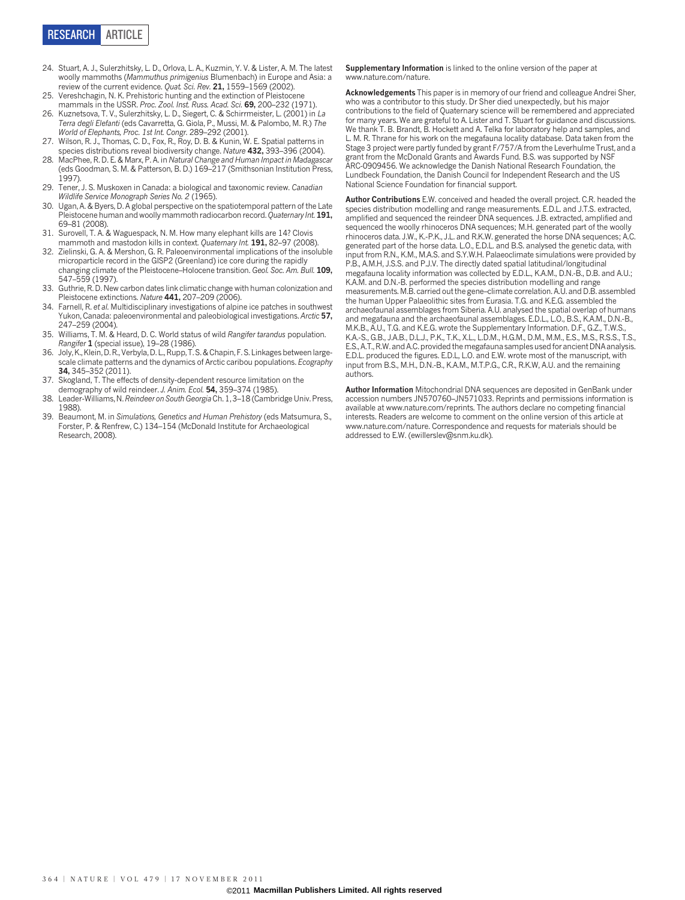24. Stuart, A. J., Sulerzhitsky, L. D., Orlova, L. A., Kuzmin, Y. V. & Lister, A. M. The latest woolly mammoths (*Mammuthus primigenius* Blumenbach) in Europe and Asia: a review of the current evidence. *Quat. Sci. Rev.* **21,** 1559–1569 (2002).
25. Vereshchagin, N. K. Prehistoric hunting and the extinction of Pleistocene mammals in the USSR. *Proc. Zool. Inst. Russ. Acad. Sci.* **69,** 200–232 (1971).
26. Kuznetsova, T. V., Sulerzhitsky, L. D., Siegert, C. & Schirrmeister, L. (2001) in *La Terra degli Elefanti* (eds Cavarretta, G. Giola, P., Mussi, M. & Palombo, M. R.) *The World of Elephants, Proc. 1st Int. Congr.* 289–292 (2001).
27. Wilson, R. J., Thomas, C. D., Fox, R., Roy, D. B. & Kunin, W. E. Spatial patterns in species distributions reveal biodiversity change. *Nature* **432,** 393–396 (2004).
28. MacPhee, R. D. E. & Marx, P. A. in *Natural Change and Human Impact in Madagascar* (eds Goodman, S. M. & Patterson, B. D.) 169–217 (Smithsonian Institution Press, 1997).
29. Tener, J. S. Muskoxen in Canada: a biological and taxonomic review. *Canadian Wildlife Service Monograph Series No. 2* (1965).
30. Ugan, A. & Byers, D. A global perspective on the spatiotemporal pattern of the Late Pleistocene human and woolly mammoth radiocarbon record. *Quaternary Int.* **191,** 69–81 (2008).
31. Surovell, T. A. & Waguespack, N. M. How many elephant kills are 14? Clovis mammoth and mastodon kills in context. *Quaternary Int.* **191,** 82–97 (2008).
32. Zielinski, G. A. & Mershon, G. R. Paleoenvironmental implications of the insoluble microparticle record in the GISP2 (Greenland) ice core during the rapidly changing climate of the Pleistocene–Holocene transition. *Geol. Soc. Am. Bull.* **109,** 547–559 (1997).
33. Guthrie, R. D. New carbon dates link climatic change with human colonization and Pleistocene extinctions. *Nature* **441,** 207–209 (2006).
34. Farnell, R. *et al.* Multidisciplinary investigations of alpine ice patches in southwest Yukon, Canada: paleoenvironmental and paleobiological investigations. *Arctic* **57,** 247–259 (2004).
35. Williams, T. M. & Heard, D. C. World status of wild *Rangifer tarandus* population. *Rangifer* **1** (special issue), 19–28 (1986).
36. Joly, K., Klein, D. R., Verbyla, D. L., Rupp, T. S. & Chapin, F. S. Linkages between large-scale climate patterns and the dynamics of Arctic caribou populations. *Ecography* **34,** 345–352 (2011).
37. Skogland, T. The effects of density-dependent resource limitation on the demography of wild reindeer. *J. Anim. Ecol.* **54,** 359–374 (1985).
38. Leader-Williams, N. *Reindeer on South Georgia* Ch. 1, 3–18 (Cambridge Univ. Press, 1988).
39. Beaumont, M. in *Simulations, Genetics and Human Prehistory* (eds Matsumura, S., Forster, P. & Renfrew, C.) 134–154 (McDonald Institute for Archaeological Research, 2008).

**Supplementary Information** is linked to the online version of the paper at www.nature.com/nature.

**Acknowledgements** This paper is in memory of our friend and colleague Andrei Sher, who was a contributor to this study. Dr Sher died unexpectedly, but his major contributions to the field of Quaternary science will be remembered and appreciated for many years. We are grateful to A. Lister and T. Stuart for guidance and discussions. We thank T. B. Brandt, B. Hockett and A. Telka for laboratory help and samples, and L. M. R. Thrane for his work on the megafauna locality database. Data taken from the Stage 3 project were partly funded by grant F/757/A from the Leverhulme Trust, and a grant from the McDonald Grants and Awards Fund. B.S. was supported by NSF ARC-0909456. We acknowledge the Danish National Research Foundation, the Lundbeck Foundation, the Danish Council for Independent Research and the US National Science Foundation for financial support.

**Author Contributions** E.W. conceived and headed the overall project. C.R. headed the species distribution modelling and range measurements. E.D.L. and J.T.S. extracted, amplified and sequenced the reindeer DNA sequences. J.B. extracted, amplified and sequenced the woolly rhinoceros DNA sequences; M.H. generated part of the woolly rhinoceros data. J.W., K.-P.K., J.L. and R.K.W. generated the horse DNA sequences; A.C. generated part of the horse data. L.O., E.D.L. and B.S. analysed the genetic data, with input from R.N., K.M., M.A.S. and S.Y.W.H. Palaeoclimate simulations were provided by P.B., A.M.H, J.S.S. and P.J.V. The directly dated spatial latitudinal/longitudinal megafauna locality information was collected by E.D.L., K.A.M., D.N.-B., D.B. and A.U.; K.A.M. and D.N.-B. performed the species distribution modelling and range measurements. M.B. carried out the gene–climate correlation. A.U. and D.B. assembled the human Upper Palaeolithic sites from Eurasia. T.G. and K.E.G. assembled the archaeofaunal assemblages from Siberia. A.U. analysed the spatial overlap of humans and megafauna and the archaeofaunal assemblages. E.D.L., L.O., B.S., K.A.M., D.N.-B., M.K.B., A.U., T.G. and K.E.G. wrote the Supplementary Information. D.F., G.Z., T.W.S., K.A.-S., G.B., J.A.B., D.L.J., P.K., T.K., X.L., L.D.M., H.G.M., D.M., M.M., E.S., M.S., R.S.S., T.S., E.S., A.T., R.W. and A.C. provided the megafauna samples used for ancient DNA analysis. E.D.L. produced the figures. E.D.L, L.O. and E.W. wrote most of the manuscript, with input from B.S., M.H., D.N.-B., K.A.M., M.T.P.G., C.R., R.K.W, A.U. and the remaining authors.

**Author Information** Mitochondrial DNA sequences are deposited in GenBank under accession numbers JN570760–JN571033. Reprints and permissions information is available at www.nature.com/reprints. The authors declare no competing financial interests. Readers are welcome to comment on the online version of this article at www.nature.com/nature. Correspondence and requests for materials should be addressed to E.W. (ewillerslev@snm.ku.dk).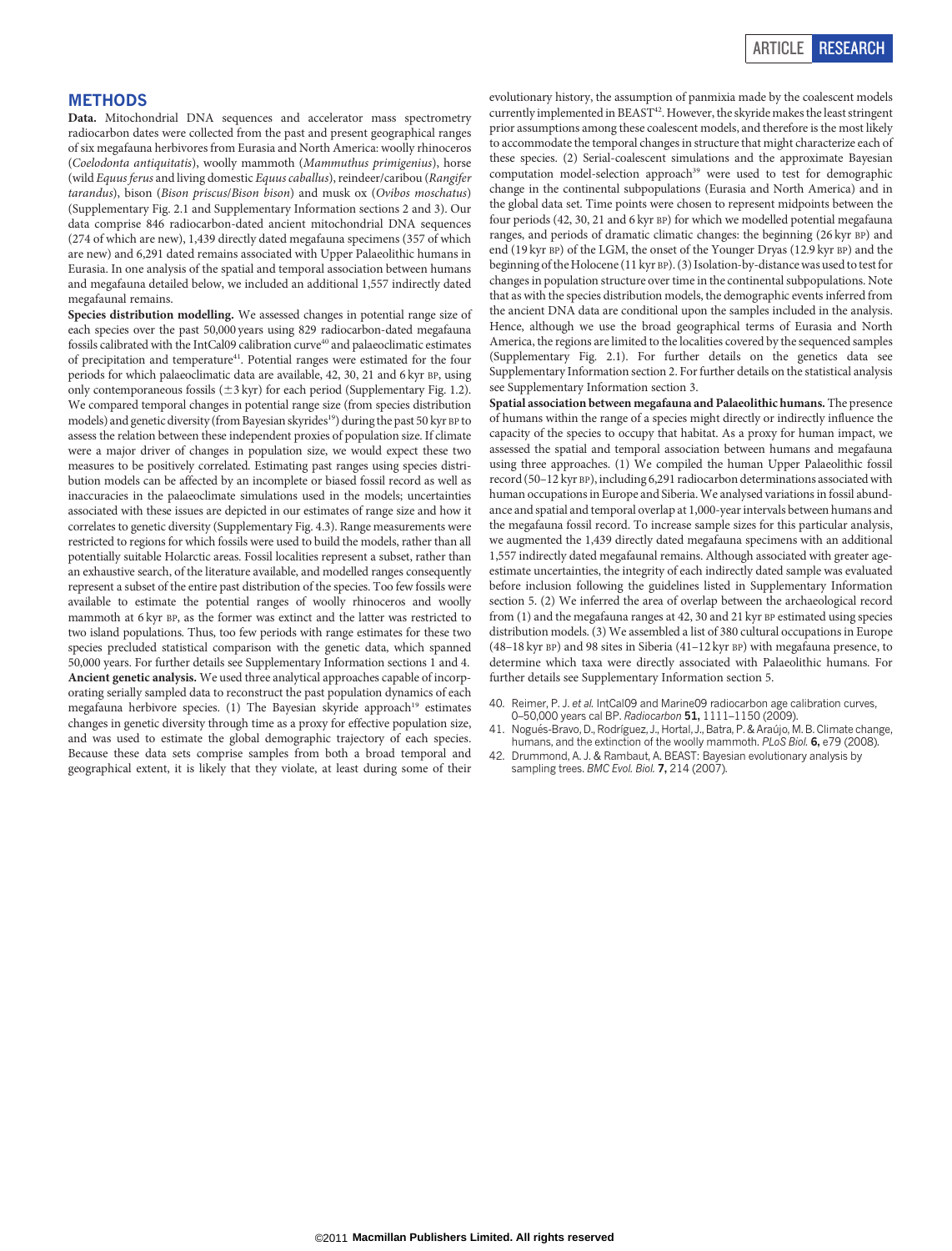## METHODS

**Data.** Mitochondrial DNA sequences and accelerator mass spectrometry radiocarbon dates were collected from the past and present geographical ranges of six megafauna herbivores from Eurasia and North America: woolly rhinoceros (*Coelodonta antiquitatis*), woolly mammoth (*Mammuthus primigenius*), horse (wild *Equus ferus* and living domestic *Equus caballus*), reindeer/caribou (*Rangifer tarandus*), bison (*Bison priscus*/*Bison bison*) and musk ox (*Ovibos moschatus*) (Supplementary Fig. 2.1 and Supplementary Information sections 2 and 3). Our data comprise 846 radiocarbon-dated ancient mitochondrial DNA sequences (274 of which are new), 1,439 directly dated megafauna specimens (357 of which are new) and 6,291 dated remains associated with Upper Palaeolithic humans in Eurasia. In one analysis of the spatial and temporal association between humans and megafauna detailed below, we included an additional 1,557 indirectly dated megafaunal remains.

**Species distribution modelling.** We assessed changes in potential range size of each species over the past 50,000 years using 829 radiocarbon-dated megafauna fossils calibrated with the IntCal09 calibration curve[40] and palaeoclimatic estimates of precipitation and temperature[41]. Potential ranges were estimated for the four periods for which palaeoclimatic data are available, 42, 30, 21 and 6 kyr BP, using only contemporaneous fossils (±3 kyr) for each period (Supplementary Fig. 1.2). We compared temporal changes in potential range size (from species distribution models) and genetic diversity (from Bayesian skyrides[19]) during the past 50 kyr BP to assess the relation between these independent proxies of population size. If climate were a major driver of changes in population size, we would expect these two measures to be positively correlated. Estimating past ranges using species distribution models can be affected by an incomplete or biased fossil record as well as inaccuracies in the palaeoclimate simulations used in the models; uncertainties associated with these issues are depicted in our estimates of range size and how it correlates to genetic diversity (Supplementary Fig. 4.3). Range measurements were restricted to regions for which fossils were used to build the models, rather than all potentially suitable Holarctic areas. Fossil localities represent a subset, rather than an exhaustive search, of the literature available, and modelled ranges consequently represent a subset of the entire past distribution of the species. Too few fossils were available to estimate the potential ranges of woolly rhinoceros and woolly mammoth at 6 kyr BP, as the former was extinct and the latter was restricted to two island populations. Thus, too few periods with range estimates for these two species precluded statistical comparison with the genetic data, which spanned 50,000 years. For further details see Supplementary Information sections 1 and 4.

**Ancient genetic analysis.** We used three analytical approaches capable of incorporating serially sampled data to reconstruct the past population dynamics of each megafauna herbivore species. (1) The Bayesian skyride approach[19] estimates changes in genetic diversity through time as a proxy for effective population size, and was used to estimate the global demographic trajectory of each species. Because these data sets comprise samples from both a broad temporal and geographical extent, it is likely that they violate, at least during some of their evolutionary history, the assumption of panmixia made by the coalescent models currently implemented in BEAST[42]. However, the skyride makes the least stringent prior assumptions among these coalescent models, and therefore is the most likely to accommodate the temporal changes in structure that might characterize each of these species. (2) Serial-coalescent simulations and the approximate Bayesian computation model-selection approach[39] were used to test for demographic change in the continental subpopulations (Eurasia and North America) and in the global data set. Time points were chosen to represent midpoints between the four periods (42, 30, 21 and 6 kyr BP) for which we modelled potential megafauna ranges, and periods of dramatic climatic changes: the beginning (26 kyr BP) and end (19 kyr BP) of the LGM, the onset of the Younger Dryas (12.9 kyr BP) and the beginning of the Holocene (11 kyr BP). (3) Isolation-by-distance was used to test for changes in population structure over time in the continental subpopulations. Note that as with the species distribution models, the demographic events inferred from the ancient DNA data are conditional upon the samples included in the analysis. Hence, although we use the broad geographical terms of Eurasia and North America, the regions are limited to the localities covered by the sequenced samples (Supplementary Fig. 2.1). For further details on the genetics data see Supplementary Information section 2. For further details on the statistical analysis see Supplementary Information section 3.

**Spatial association between megafauna and Palaeolithic humans.** The presence of humans within the range of a species might directly or indirectly influence the capacity of the species to occupy that habitat. As a proxy for human impact, we assessed the spatial and temporal association between humans and megafauna using three approaches. (1) We compiled the human Upper Palaeolithic fossil record (50–12 kyr BP), including 6,291 radiocarbon determinations associated with human occupations in Europe and Siberia. We analysed variations in fossil abundance and spatial and temporal overlap at 1,000-year intervals between humans and the megafauna fossil record. To increase sample sizes for this particular analysis, we augmented the 1,439 directly dated megafauna specimens with an additional 1,557 indirectly dated megafaunal remains. Although associated with greater age-estimate uncertainties, the integrity of each indirectly dated sample was evaluated before inclusion following the guidelines listed in Supplementary Information section 5. (2) We inferred the area of overlap between the archaeological record from (1) and the megafauna ranges at 42, 30 and 21 kyr BP estimated using species distribution models. (3) We assembled a list of 380 cultural occupations in Europe (48–18 kyr BP) and 98 sites in Siberia (41–12 kyr BP) with megafauna presence, to determine which taxa were directly associated with Palaeolithic humans. For further details see Supplementary Information section 5.

40. Reimer, P. J. *et al.* IntCal09 and Marine09 radiocarbon age calibration curves, 0–50,000 years cal BP. *Radiocarbon* **51,** 1111–1150 (2009).
41. Nogués-Bravo, D., Rodríguez, J., Hortal, J., Batra, P. & Araújo, M. B. Climate change, humans, and the extinction of the woolly mammoth. *PLoS Biol.* **6,** e79 (2008).
42. Drummond, A. J. & Rambaut, A. BEAST: Bayesian evolutionary analysis by sampling trees. *BMC Evol. Biol.* **7,** 214 (2007).